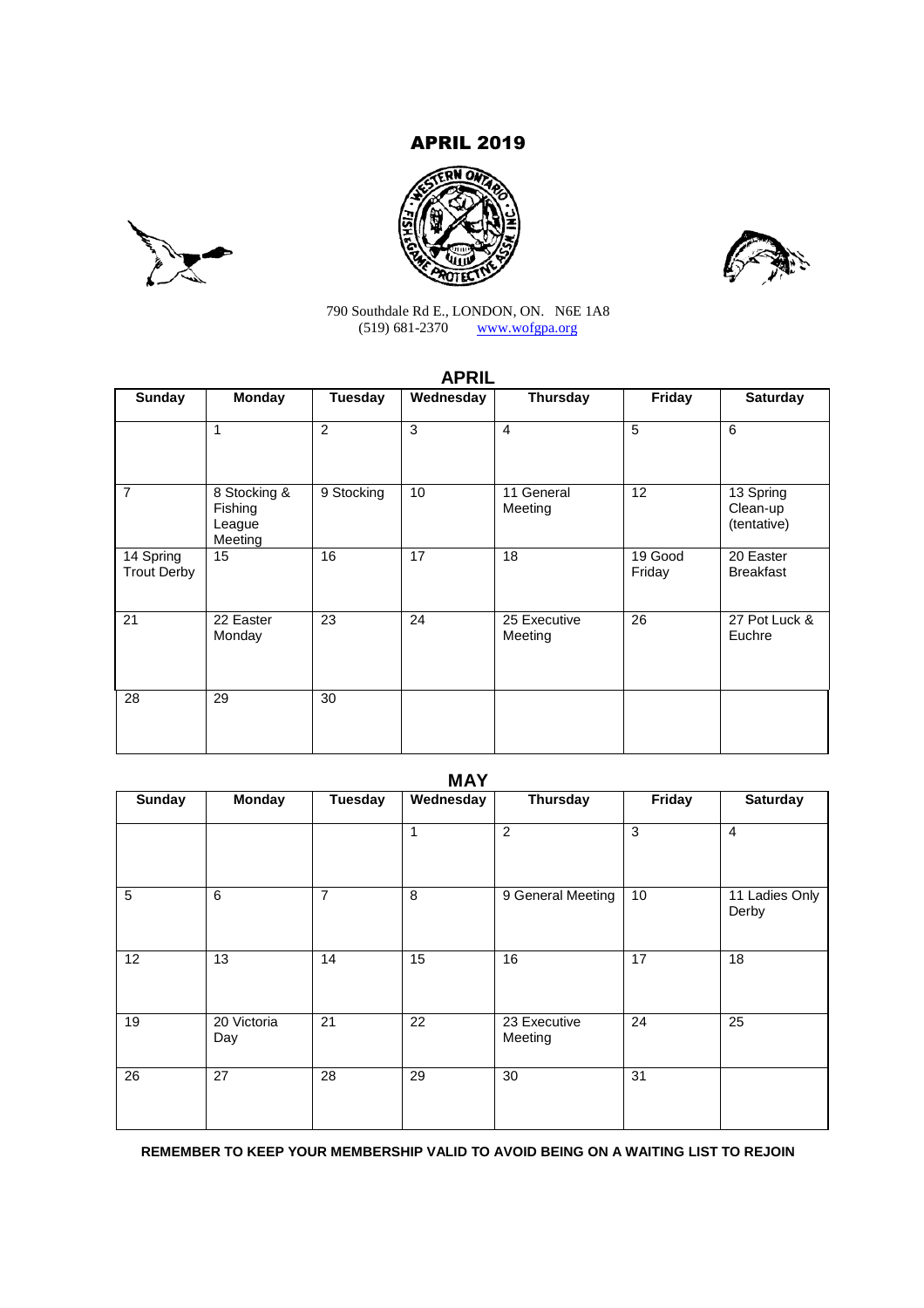# APRIL 2019

790 Southdale Rd E., LONDON, ON. N6E 1A8
(519) 681-2370 www.wofgpa.org

## APRIL

| Sunday | Monday | Tuesday | Wednesday | Thursday | Friday | Saturday |
|---|---|---|---|---|---|---|
| | 1 | 2 | 3 | 4 | 5 | 6 |
| 7 | 8 Stocking & Fishing League Meeting | 9 Stocking | 10 | 11 General Meeting | 12 | 13 Spring Clean-up (tentative) |
| 14 Spring Trout Derby | 15 | 16 | 17 | 18 | 19 Good Friday | 20 Easter Breakfast |
| 21 | 22 Easter Monday | 23 | 24 | 25 Executive Meeting | 26 | 27 Pot Luck & Euchre |
| 28 | 29 | 30 | | | | |

## MAY

| Sunday | Monday | Tuesday | Wednesday | Thursday | Friday | Saturday |
|---|---|---|---|---|---|---|
| | | | 1 | 2 | 3 | 4 |
| 5 | 6 | 7 | 8 | 9 General Meeting | 10 | 11 Ladies Only Derby |
| 12 | 13 | 14 | 15 | 16 | 17 | 18 |
| 19 | 20 Victoria Day | 21 | 22 | 23 Executive Meeting | 24 | 25 |
| 26 | 27 | 28 | 29 | 30 | 31 | |

**REMEMBER TO KEEP YOUR MEMBERSHIP VALID TO AVOID BEING ON A WAITING LIST TO REJOIN**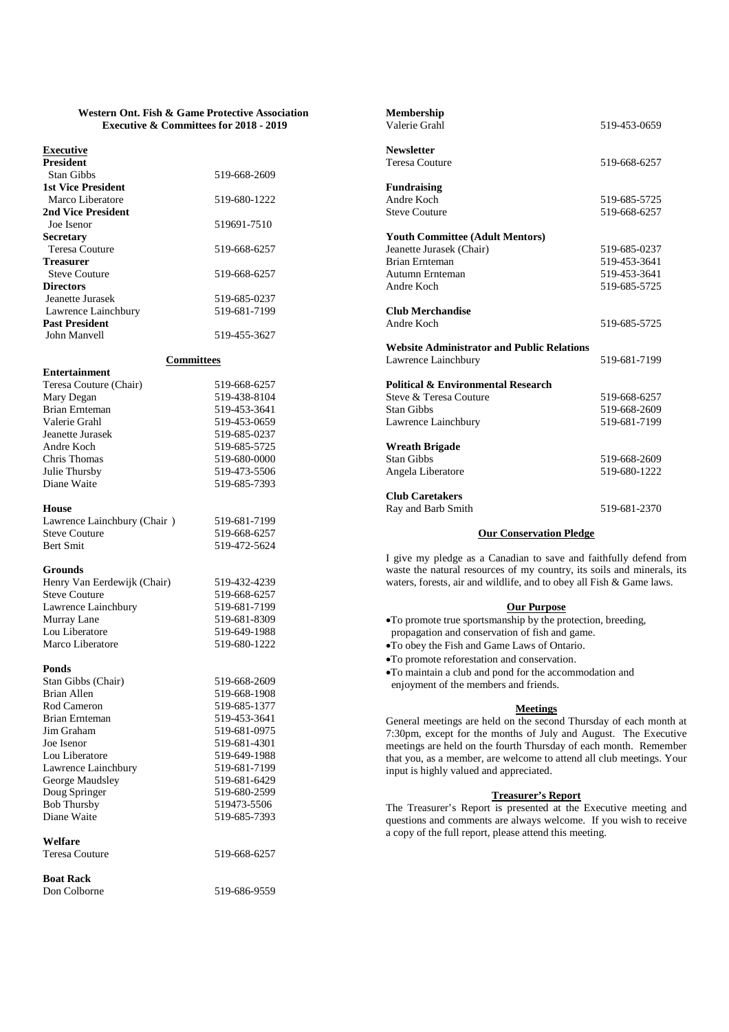## Western Ont. Fish & Game Protective Association
## Executive & Committees for 2018 - 2019

### Executive

**President**

| | |
|---|---|
| Stan Gibbs | 519-668-2609 |

**1st Vice President**

| | |
|---|---|
| Marco Liberatore | 519-680-1222 |

**2nd Vice President**

| | |
|---|---|
| Joe Isenor | 519691-7510 |

**Secretary**

| | |
|---|---|
| Teresa Couture | 519-668-6257 |

**Treasurer**

| | |
|---|---|
| Steve Couture | 519-668-6257 |

**Directors**

| | |
|---|---|
| Jeanette Jurasek | 519-685-0237 |
| Lawrence Lainchbury | 519-681-7199 |

**Past President**

| | |
|---|---|
| John Manvell | 519-455-3627 |

### Committees

**Entertainment**

| | |
|---|---|
| Teresa Couture (Chair) | 519-668-6257 |
| Mary Degan | 519-438-8104 |
| Brian Ernteman | 519-453-3641 |
| Valerie Grahl | 519-453-0659 |
| Jeanette Jurasek | 519-685-0237 |
| Andre Koch | 519-685-5725 |
| Chris Thomas | 519-680-0000 |
| Julie Thursby | 519-473-5506 |
| Diane Waite | 519-685-7393 |

**House**

| | |
|---|---|
| Lawrence Lainchbury (Chair ) | 519-681-7199 |
| Steve Couture | 519-668-6257 |
| Bert Smit | 519-472-5624 |

**Grounds**

| | |
|---|---|
| Henry Van Eerdewijk (Chair) | 519-432-4239 |
| Steve Couture | 519-668-6257 |
| Lawrence Lainchbury | 519-681-7199 |
| Murray Lane | 519-681-8309 |
| Lou Liberatore | 519-649-1988 |
| Marco Liberatore | 519-680-1222 |

**Ponds**

| | |
|---|---|
| Stan Gibbs (Chair) | 519-668-2609 |
| Brian Allen | 519-668-1908 |
| Rod Cameron | 519-685-1377 |
| Brian Ernteman | 519-453-3641 |
| Jim Graham | 519-681-0975 |
| Joe Isenor | 519-681-4301 |
| Lou Liberatore | 519-649-1988 |
| Lawrence Lainchbury | 519-681-7199 |
| George Maudsley | 519-681-6429 |
| Doug Springer | 519-680-2599 |
| Bob Thursby | 519473-5506 |
| Diane Waite | 519-685-7393 |

**Welfare**

| | |
|---|---|
| Teresa Couture | 519-668-6257 |

**Boat Rack**

| | |
|---|---|
| Don Colborne | 519-686-9559 |

**Membership**

| | |
|---|---|
| Valerie Grahl | 519-453-0659 |

**Newsletter**

| | |
|---|---|
| Teresa Couture | 519-668-6257 |

**Fundraising**

| | |
|---|---|
| Andre Koch | 519-685-5725 |
| Steve Couture | 519-668-6257 |

**Youth Committee (Adult Mentors)**

| | |
|---|---|
| Jeanette Jurasek (Chair) | 519-685-0237 |
| Brian Ernteman | 519-453-3641 |
| Autumn Ernteman | 519-453-3641 |
| Andre Koch | 519-685-5725 |

**Club Merchandise**

| | |
|---|---|
| Andre Koch | 519-685-5725 |

**Website Administrator and Public Relations**

| | |
|---|---|
| Lawrence Lainchbury | 519-681-7199 |

**Political & Environmental Research**

| | |
|---|---|
| Steve & Teresa Couture | 519-668-6257 |
| Stan Gibbs | 519-668-2609 |
| Lawrence Lainchbury | 519-681-7199 |

**Wreath Brigade**

| | |
|---|---|
| Stan Gibbs | 519-668-2609 |
| Angela Liberatore | 519-680-1222 |

**Club Caretakers**

| | |
|---|---|
| Ray and Barb Smith | 519-681-2370 |

### Our Conservation Pledge

I give my pledge as a Canadian to save and faithfully defend from waste the natural resources of my country, its soils and minerals, its waters, forests, air and wildlife, and to obey all Fish & Game laws.

### Our Purpose

- To promote true sportsmanship by the protection, breeding, propagation and conservation of fish and game.
- To obey the Fish and Game Laws of Ontario.
- To promote reforestation and conservation.
- To maintain a club and pond for the accommodation and enjoyment of the members and friends.

### Meetings

General meetings are held on the second Thursday of each month at 7:30pm, except for the months of July and August. The Executive meetings are held on the fourth Thursday of each month. Remember that you, as a member, are welcome to attend all club meetings. Your input is highly valued and appreciated.

### Treasurer's Report

The Treasurer's Report is presented at the Executive meeting and questions and comments are always welcome. If you wish to receive a copy of the full report, please attend this meeting.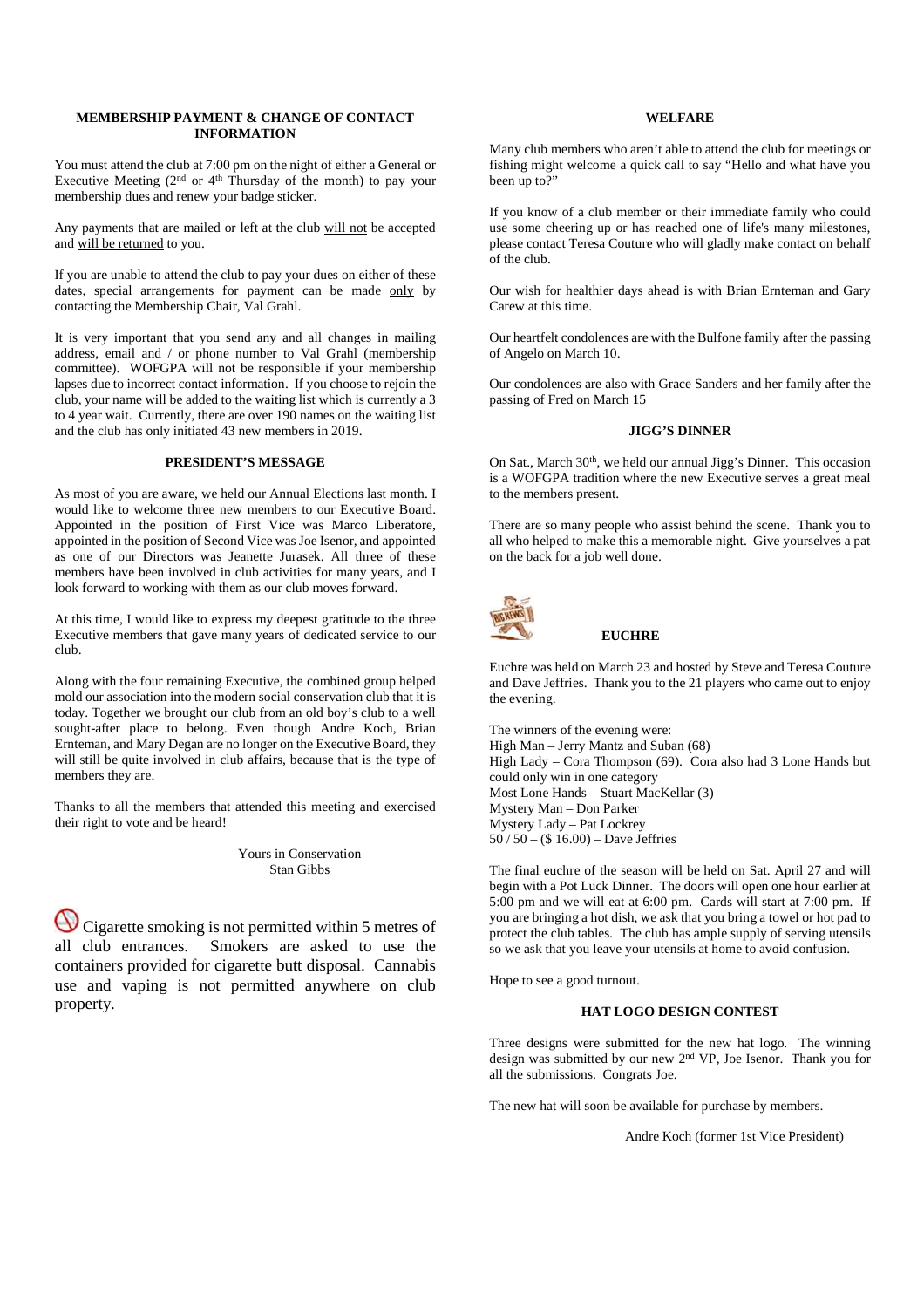## MEMBERSHIP PAYMENT & CHANGE OF CONTACT INFORMATION

You must attend the club at 7:00 pm on the night of either a General or Executive Meeting (2nd or 4th Thursday of the month) to pay your membership dues and renew your badge sticker.

Any payments that are mailed or left at the club will not be accepted and will be returned to you.

If you are unable to attend the club to pay your dues on either of these dates, special arrangements for payment can be made only by contacting the Membership Chair, Val Grahl.

It is very important that you send any and all changes in mailing address, email and / or phone number to Val Grahl (membership committee). WOFGPA will not be responsible if your membership lapses due to incorrect contact information. If you choose to rejoin the club, your name will be added to the waiting list which is currently a 3 to 4 year wait. Currently, there are over 190 names on the waiting list and the club has only initiated 43 new members in 2019.

## PRESIDENT'S MESSAGE

As most of you are aware, we held our Annual Elections last month. I would like to welcome three new members to our Executive Board. Appointed in the position of First Vice was Marco Liberatore, appointed in the position of Second Vice was Joe Isenor, and appointed as one of our Directors was Jeanette Jurasek. All three of these members have been involved in club activities for many years, and I look forward to working with them as our club moves forward.

At this time, I would like to express my deepest gratitude to the three Executive members that gave many years of dedicated service to our club.

Along with the four remaining Executive, the combined group helped mold our association into the modern social conservation club that it is today. Together we brought our club from an old boy's club to a well sought-after place to belong. Even though Andre Koch, Brian Ernteman, and Mary Degan are no longer on the Executive Board, they will still be quite involved in club affairs, because that is the type of members they are.

Thanks to all the members that attended this meeting and exercised their right to vote and be heard!

Yours in Conservation
Stan Gibbs

Cigarette smoking is not permitted within 5 metres of all club entrances. Smokers are asked to use the containers provided for cigarette butt disposal. Cannabis use and vaping is not permitted anywhere on club property.

## WELFARE

Many club members who aren't able to attend the club for meetings or fishing might welcome a quick call to say "Hello and what have you been up to?"

If you know of a club member or their immediate family who could use some cheering up or has reached one of life's many milestones, please contact Teresa Couture who will gladly make contact on behalf of the club.

Our wish for healthier days ahead is with Brian Ernteman and Gary Carew at this time.

Our heartfelt condolences are with the Bulfone family after the passing of Angelo on March 10.

Our condolences are also with Grace Sanders and her family after the passing of Fred on March 15

## JIGG'S DINNER

On Sat., March 30th, we held our annual Jigg's Dinner. This occasion is a WOFGPA tradition where the new Executive serves a great meal to the members present.

There are so many people who assist behind the scene. Thank you to all who helped to make this a memorable night. Give yourselves a pat on the back for a job well done.

## EUCHRE

Euchre was held on March 23 and hosted by Steve and Teresa Couture and Dave Jeffries. Thank you to the 21 players who came out to enjoy the evening.

The winners of the evening were:
High Man – Jerry Mantz and Suban (68)
High Lady – Cora Thompson (69). Cora also had 3 Lone Hands but could only win in one category
Most Lone Hands – Stuart MacKellar (3)
Mystery Man – Don Parker
Mystery Lady – Pat Lockrey
50 / 50 – ($ 16.00) – Dave Jeffries

The final euchre of the season will be held on Sat. April 27 and will begin with a Pot Luck Dinner. The doors will open one hour earlier at 5:00 pm and we will eat at 6:00 pm. Cards will start at 7:00 pm. If you are bringing a hot dish, we ask that you bring a towel or hot pad to protect the club tables. The club has ample supply of serving utensils so we ask that you leave your utensils at home to avoid confusion.

Hope to see a good turnout.

## HAT LOGO DESIGN CONTEST

Three designs were submitted for the new hat logo. The winning design was submitted by our new 2nd VP, Joe Isenor. Thank you for all the submissions. Congrats Joe.

The new hat will soon be available for purchase by members.

Andre Koch (former 1st Vice President)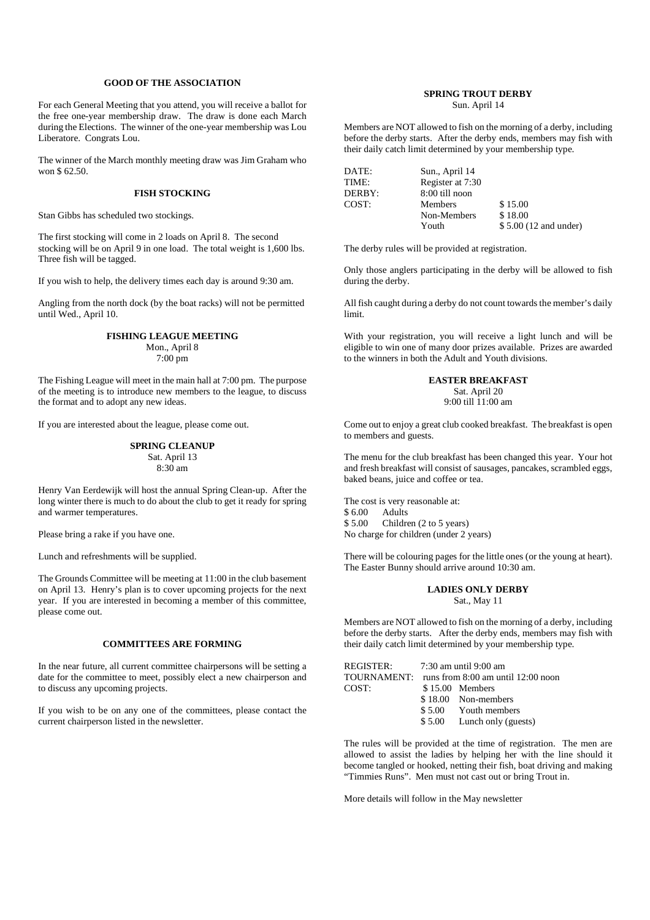## GOOD OF THE ASSOCIATION

For each General Meeting that you attend, you will receive a ballot for the free one-year membership draw. The draw is done each March during the Elections. The winner of the one-year membership was Lou Liberatore. Congrats Lou.

The winner of the March monthly meeting draw was Jim Graham who won $ 62.50.

## FISH STOCKING

Stan Gibbs has scheduled two stockings.

The first stocking will come in 2 loads on April 8. The second stocking will be on April 9 in one load. The total weight is 1,600 lbs. Three fish will be tagged.

If you wish to help, the delivery times each day is around 9:30 am.

Angling from the north dock (by the boat racks) will not be permitted until Wed., April 10.

## FISHING LEAGUE MEETING

Mon., April 8
7:00 pm

The Fishing League will meet in the main hall at 7:00 pm. The purpose of the meeting is to introduce new members to the league, to discuss the format and to adopt any new ideas.

If you are interested about the league, please come out.

## SPRING CLEANUP

Sat. April 13
8:30 am

Henry Van Eerdewijk will host the annual Spring Clean-up. After the long winter there is much to do about the club to get it ready for spring and warmer temperatures.

Please bring a rake if you have one.

Lunch and refreshments will be supplied.

The Grounds Committee will be meeting at 11:00 in the club basement on April 13. Henry's plan is to cover upcoming projects for the next year. If you are interested in becoming a member of this committee, please come out.

## COMMITTEES ARE FORMING

In the near future, all current committee chairpersons will be setting a date for the committee to meet, possibly elect a new chairperson and to discuss any upcoming projects.

If you wish to be on any one of the committees, please contact the current chairperson listed in the newsletter.

## SPRING TROUT DERBY

Sun. April 14

Members are NOT allowed to fish on the morning of a derby, including before the derby starts. After the derby ends, members may fish with their daily catch limit determined by your membership type.

| | | |
|---|---|---|
| DATE: | Sun., April 14 | |
| TIME: | Register at 7:30 | |
| DERBY: | 8:00 till noon | |
| COST: | Members | $ 15.00 |
| | Non-Members | $ 18.00 |
| | Youth | $ 5.00 (12 and under) |

The derby rules will be provided at registration.

Only those anglers participating in the derby will be allowed to fish during the derby.

All fish caught during a derby do not count towards the member's daily limit.

With your registration, you will receive a light lunch and will be eligible to win one of many door prizes available. Prizes are awarded to the winners in both the Adult and Youth divisions.

## EASTER BREAKFAST

Sat. April 20
9:00 till 11:00 am

Come out to enjoy a great club cooked breakfast. The breakfast is open to members and guests.

The menu for the club breakfast has been changed this year. Your hot and fresh breakfast will consist of sausages, pancakes, scrambled eggs, baked beans, juice and coffee or tea.

The cost is very reasonable at:
$ 6.00 Adults
$ 5.00 Children (2 to 5 years)
No charge for children (under 2 years)

There will be colouring pages for the little ones (or the young at heart). The Easter Bunny should arrive around 10:30 am.

## LADIES ONLY DERBY

Sat., May 11

Members are NOT allowed to fish on the morning of a derby, including before the derby starts. After the derby ends, members may fish with their daily catch limit determined by your membership type.

| | | |
|---|---|---|
| REGISTER: | 7:30 am until 9:00 am | |
| TOURNAMENT: | runs from 8:00 am until 12:00 noon | |
| COST: | $ 15.00 | Members |
| | $ 18.00 | Non-members |
| | $ 5.00 | Youth members |
| | $ 5.00 | Lunch only (guests) |

The rules will be provided at the time of registration. The men are allowed to assist the ladies by helping her with the line should it become tangled or hooked, netting their fish, boat driving and making "Timmies Runs". Men must not cast out or bring Trout in.

More details will follow in the May newsletter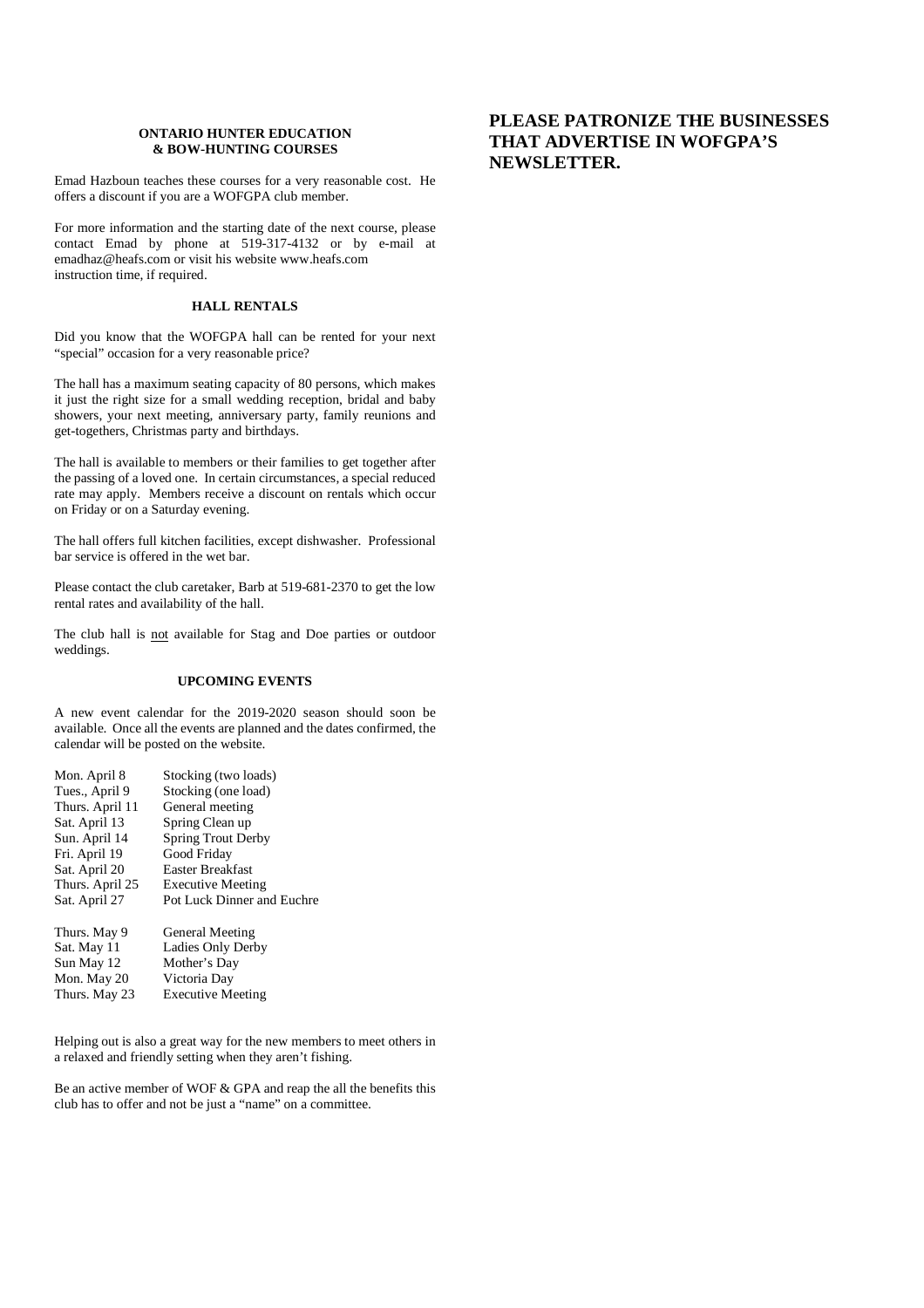### ONTARIO HUNTER EDUCATION & BOW-HUNTING COURSES

Emad Hazboun teaches these courses for a very reasonable cost. He offers a discount if you are a WOFGPA club member.

For more information and the starting date of the next course, please contact Emad by phone at 519-317-4132 or by e-mail at emadhaz@heafs.com or visit his website www.heafs.com instruction time, if required.

### HALL RENTALS

Did you know that the WOFGPA hall can be rented for your next "special" occasion for a very reasonable price?

The hall has a maximum seating capacity of 80 persons, which makes it just the right size for a small wedding reception, bridal and baby showers, your next meeting, anniversary party, family reunions and get-togethers, Christmas party and birthdays.

The hall is available to members or their families to get together after the passing of a loved one. In certain circumstances, a special reduced rate may apply. Members receive a discount on rentals which occur on Friday or on a Saturday evening.

The hall offers full kitchen facilities, except dishwasher. Professional bar service is offered in the wet bar.

Please contact the club caretaker, Barb at 519-681-2370 to get the low rental rates and availability of the hall.

The club hall is <u>not</u> available for Stag and Doe parties or outdoor weddings.

### UPCOMING EVENTS

A new event calendar for the 2019-2020 season should soon be available. Once all the events are planned and the dates confirmed, the calendar will be posted on the website.

| | |
|---|---|
| Mon. April 8 | Stocking (two loads) |
| Tues., April 9 | Stocking (one load) |
| Thurs. April 11 | General meeting |
| Sat. April 13 | Spring Clean up |
| Sun. April 14 | Spring Trout Derby |
| Fri. April 19 | Good Friday |
| Sat. April 20 | Easter Breakfast |
| Thurs. April 25 | Executive Meeting |
| Sat. April 27 | Pot Luck Dinner and Euchre |
| Thurs. May 9 | General Meeting |
| Sat. May 11 | Ladies Only Derby |
| Sun May 12 | Mother's Day |
| Mon. May 20 | Victoria Day |
| Thurs. May 23 | Executive Meeting |

Helping out is also a great way for the new members to meet others in a relaxed and friendly setting when they aren't fishing.

Be an active member of WOF & GPA and reap the all the benefits this club has to offer and not be just a "name" on a committee.

## PLEASE PATRONIZE THE BUSINESSES THAT ADVERTISE IN WOFGPA'S NEWSLETTER.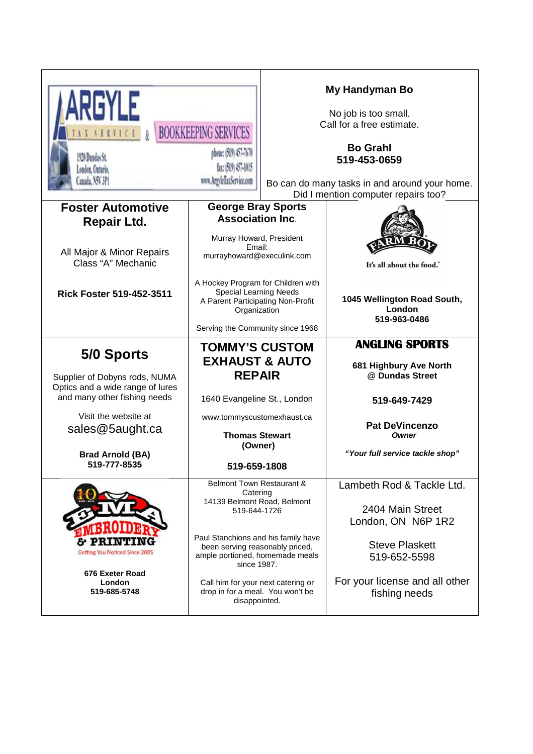**ARGYLE**
TAX SERVICE & BOOKKEEPING SERVICES
1920 Dundas St.
London, Ontario,
Canada, N5V 3P1
phone: (519) 457-7670
fax: (519) 457-1015
www.ArgyleTaxService.com

**My Handyman Bo**

No job is too small.
Call for a free estimate.

**Bo Grahl**
**519-453-0659**

Bo can do many tasks in and around your home.
Did I mention computer repairs too?

**Foster Automotive Repair Ltd.**

All Major & Minor Repairs
Class "A" Mechanic

**Rick Foster 519-452-3511**

**George Bray Sports Association Inc.**

Murray Howard, President
Email:
murrayhoward@execulink.com

A Hockey Program for Children with Special Learning Needs
A Parent Participating Non-Profit Organization

Serving the Community since 1968

FARM BOY
It's all about the food.™

**1045 Wellington Road South, London**
**519-963-0486**

**5/0 Sports**

Supplier of Dobyns rods, NUMA Optics and a wide range of lures and many other fishing needs

Visit the website at
sales@5aught.ca

**Brad Arnold (BA)**
**519-777-8535**

**TOMMY'S CUSTOM EXHAUST & AUTO REPAIR**

1640 Evangeline St., London

www.tommyscustomexhaust.ca

**Thomas Stewart**
**(Owner)**

**519-659-1808**

**ANGLING SPORTS**

**681 Highbury Ave North**
**@ Dundas Street**

**519-649-7429**

**Pat DeVincenzo**
***Owner***

***"Your full service tackle shop"***

10
2005 - 2015
EMA
EMBROIDERY
& PRINTING
Getting You Noticed Since 2005

**676 Exeter Road**
**London**
**519-685-5748**

Belmont Town Restaurant & Catering
14139 Belmont Road, Belmont
519-644-1726

Paul Stanchions and his family have been serving reasonably priced, ample portioned, homemade meals since 1987.

Call him for your next catering or drop in for a meal. You won't be disappointed.

Lambeth Rod & Tackle Ltd.

2404 Main Street
London, ON N6P 1R2

Steve Plaskett
519-652-5598

For your license and all other fishing needs